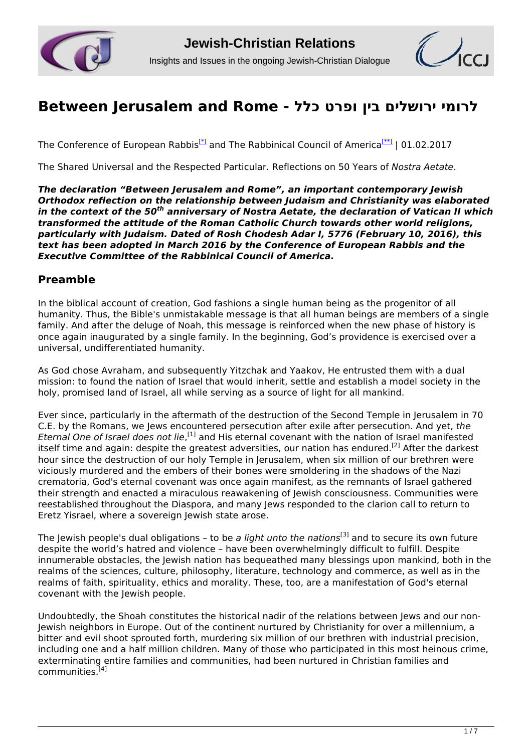# Between Jerusalem and Rome - בין ירושלים לרומי כלל ופרט

The Conference of European Rabbis[*] and The Rabbinical Council of America[**] | 01.02.2017

The Shared Universal and the Respected Particular. Reflections on 50 Years of *Nostra Aetate*.

***The declaration "Between Jerusalem and Rome", an important contemporary Jewish Orthodox reflection on the relationship between Judaism and Christianity was elaborated in the context of the 50th anniversary of Nostra Aetate, the declaration of Vatican II which transformed the attitude of the Roman Catholic Church towards other world religions, particularly with Judaism. Dated of Rosh Chodesh Adar I, 5776 (February 10, 2016), this text has been adopted in March 2016 by the Conference of European Rabbis and the Executive Committee of the Rabbinical Council of America.***

## Preamble

In the biblical account of creation, God fashions a single human being as the progenitor of all humanity. Thus, the Bible's unmistakable message is that all human beings are members of a single family. And after the deluge of Noah, this message is reinforced when the new phase of history is once again inaugurated by a single family. In the beginning, God's providence is exercised over a universal, undifferentiated humanity.

As God chose Avraham, and subsequently Yitzchak and Yaakov, He entrusted them with a dual mission: to found the nation of Israel that would inherit, settle and establish a model society in the holy, promised land of Israel, all while serving as a source of light for all mankind.

Ever since, particularly in the aftermath of the destruction of the Second Temple in Jerusalem in 70 C.E. by the Romans, we Jews encountered persecution after exile after persecution. And yet, *the Eternal One of Israel does not lie*,[1] and His eternal covenant with the nation of Israel manifested itself time and again: despite the greatest adversities, our nation has endured.[2] After the darkest hour since the destruction of our holy Temple in Jerusalem, when six million of our brethren were viciously murdered and the embers of their bones were smoldering in the shadows of the Nazi crematoria, God's eternal covenant was once again manifest, as the remnants of Israel gathered their strength and enacted a miraculous reawakening of Jewish consciousness. Communities were reestablished throughout the Diaspora, and many Jews responded to the clarion call to return to Eretz Yisrael, where a sovereign Jewish state arose.

The Jewish people's dual obligations – to be *a light unto the nations*[3] and to secure its own future despite the world's hatred and violence – have been overwhelmingly difficult to fulfill. Despite innumerable obstacles, the Jewish nation has bequeathed many blessings upon mankind, both in the realms of the sciences, culture, philosophy, literature, technology and commerce, as well as in the realms of faith, spirituality, ethics and morality. These, too, are a manifestation of God's eternal covenant with the Jewish people.

Undoubtedly, the Shoah constitutes the historical nadir of the relations between Jews and our non-Jewish neighbors in Europe. Out of the continent nurtured by Christianity for over a millennium, a bitter and evil shoot sprouted forth, murdering six million of our brethren with industrial precision, including one and a half million children. Many of those who participated in this most heinous crime, exterminating entire families and communities, had been nurtured in Christian families and communities.[4]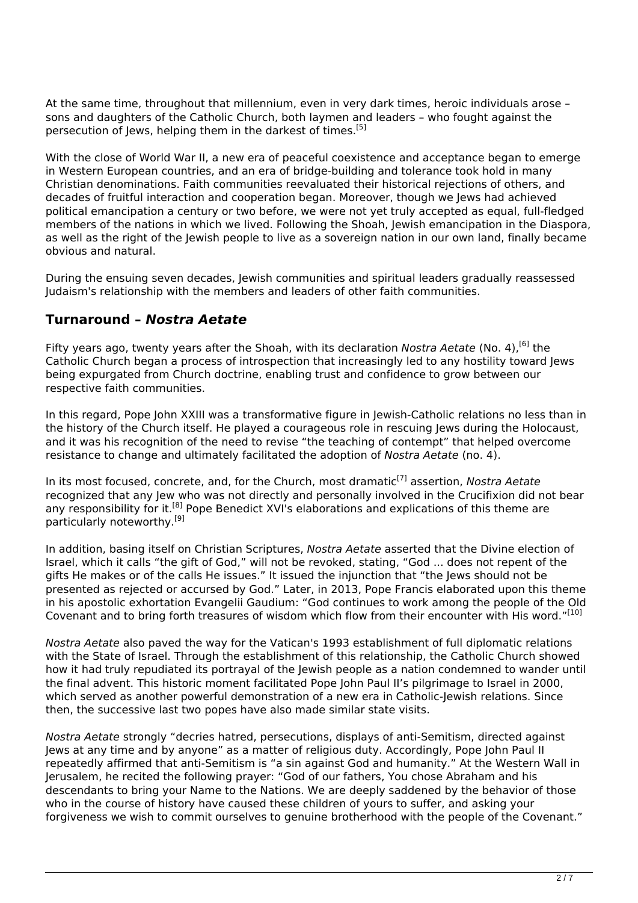At the same time, throughout that millennium, even in very dark times, heroic individuals arose – sons and daughters of the Catholic Church, both laymen and leaders – who fought against the persecution of Jews, helping them in the darkest of times.[5]

With the close of World War II, a new era of peaceful coexistence and acceptance began to emerge in Western European countries, and an era of bridge-building and tolerance took hold in many Christian denominations. Faith communities reevaluated their historical rejections of others, and decades of fruitful interaction and cooperation began. Moreover, though we Jews had achieved political emancipation a century or two before, we were not yet truly accepted as equal, full-fledged members of the nations in which we lived. Following the Shoah, Jewish emancipation in the Diaspora, as well as the right of the Jewish people to live as a sovereign nation in our own land, finally became obvious and natural.

During the ensuing seven decades, Jewish communities and spiritual leaders gradually reassessed Judaism's relationship with the members and leaders of other faith communities.

## Turnaround – *Nostra Aetate*

Fifty years ago, twenty years after the Shoah, with its declaration *Nostra Aetate* (No. 4),[6] the Catholic Church began a process of introspection that increasingly led to any hostility toward Jews being expurgated from Church doctrine, enabling trust and confidence to grow between our respective faith communities.

In this regard, Pope John XXIII was a transformative figure in Jewish-Catholic relations no less than in the history of the Church itself. He played a courageous role in rescuing Jews during the Holocaust, and it was his recognition of the need to revise "the teaching of contempt" that helped overcome resistance to change and ultimately facilitated the adoption of *Nostra Aetate* (no. 4).

In its most focused, concrete, and, for the Church, most dramatic[7] assertion, *Nostra Aetate* recognized that any Jew who was not directly and personally involved in the Crucifixion did not bear any responsibility for it.[8] Pope Benedict XVI's elaborations and explications of this theme are particularly noteworthy.[9]

In addition, basing itself on Christian Scriptures, *Nostra Aetate* asserted that the Divine election of Israel, which it calls "the gift of God," will not be revoked, stating, "God ... does not repent of the gifts He makes or of the calls He issues." It issued the injunction that "the Jews should not be presented as rejected or accursed by God." Later, in 2013, Pope Francis elaborated upon this theme in his apostolic exhortation Evangelii Gaudium: "God continues to work among the people of the Old Covenant and to bring forth treasures of wisdom which flow from their encounter with His word."[10]

*Nostra Aetate* also paved the way for the Vatican's 1993 establishment of full diplomatic relations with the State of Israel. Through the establishment of this relationship, the Catholic Church showed how it had truly repudiated its portrayal of the Jewish people as a nation condemned to wander until the final advent. This historic moment facilitated Pope John Paul II's pilgrimage to Israel in 2000, which served as another powerful demonstration of a new era in Catholic-Jewish relations. Since then, the successive last two popes have also made similar state visits.

*Nostra Aetate* strongly "decries hatred, persecutions, displays of anti-Semitism, directed against Jews at any time and by anyone" as a matter of religious duty. Accordingly, Pope John Paul II repeatedly affirmed that anti-Semitism is "a sin against God and humanity." At the Western Wall in Jerusalem, he recited the following prayer: "God of our fathers, You chose Abraham and his descendants to bring your Name to the Nations. We are deeply saddened by the behavior of those who in the course of history have caused these children of yours to suffer, and asking your forgiveness we wish to commit ourselves to genuine brotherhood with the people of the Covenant."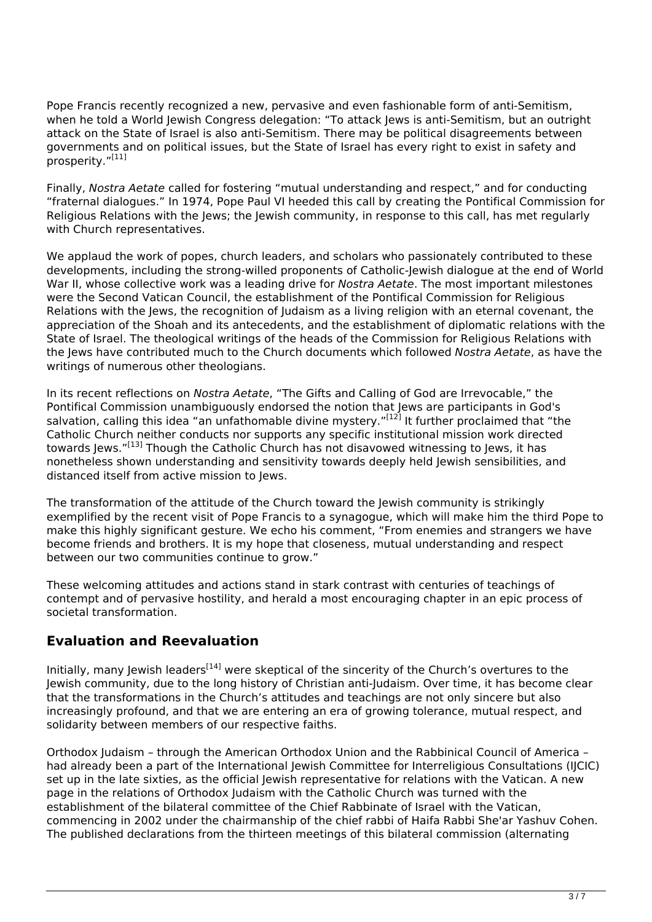Pope Francis recently recognized a new, pervasive and even fashionable form of anti-Semitism, when he told a World Jewish Congress delegation: "To attack Jews is anti-Semitism, but an outright attack on the State of Israel is also anti-Semitism. There may be political disagreements between governments and on political issues, but the State of Israel has every right to exist in safety and prosperity."[11]

Finally, *Nostra Aetate* called for fostering "mutual understanding and respect," and for conducting "fraternal dialogues." In 1974, Pope Paul VI heeded this call by creating the Pontifical Commission for Religious Relations with the Jews; the Jewish community, in response to this call, has met regularly with Church representatives.

We applaud the work of popes, church leaders, and scholars who passionately contributed to these developments, including the strong-willed proponents of Catholic-Jewish dialogue at the end of World War II, whose collective work was a leading drive for *Nostra Aetate*. The most important milestones were the Second Vatican Council, the establishment of the Pontifical Commission for Religious Relations with the Jews, the recognition of Judaism as a living religion with an eternal covenant, the appreciation of the Shoah and its antecedents, and the establishment of diplomatic relations with the State of Israel. The theological writings of the heads of the Commission for Religious Relations with the Jews have contributed much to the Church documents which followed *Nostra Aetate*, as have the writings of numerous other theologians.

In its recent reflections on *Nostra Aetate*, "The Gifts and Calling of God are Irrevocable," the Pontifical Commission unambiguously endorsed the notion that Jews are participants in God's salvation, calling this idea "an unfathomable divine mystery."[12] It further proclaimed that "the Catholic Church neither conducts nor supports any specific institutional mission work directed towards Jews."[13] Though the Catholic Church has not disavowed witnessing to Jews, it has nonetheless shown understanding and sensitivity towards deeply held Jewish sensibilities, and distanced itself from active mission to Jews.

The transformation of the attitude of the Church toward the Jewish community is strikingly exemplified by the recent visit of Pope Francis to a synagogue, which will make him the third Pope to make this highly significant gesture. We echo his comment, "From enemies and strangers we have become friends and brothers. It is my hope that closeness, mutual understanding and respect between our two communities continue to grow."

These welcoming attitudes and actions stand in stark contrast with centuries of teachings of contempt and of pervasive hostility, and herald a most encouraging chapter in an epic process of societal transformation.

## Evaluation and Reevaluation

Initially, many Jewish leaders[14] were skeptical of the sincerity of the Church's overtures to the Jewish community, due to the long history of Christian anti-Judaism. Over time, it has become clear that the transformations in the Church's attitudes and teachings are not only sincere but also increasingly profound, and that we are entering an era of growing tolerance, mutual respect, and solidarity between members of our respective faiths.

Orthodox Judaism – through the American Orthodox Union and the Rabbinical Council of America – had already been a part of the International Jewish Committee for Interreligious Consultations (IJCIC) set up in the late sixties, as the official Jewish representative for relations with the Vatican. A new page in the relations of Orthodox Judaism with the Catholic Church was turned with the establishment of the bilateral committee of the Chief Rabbinate of Israel with the Vatican, commencing in 2002 under the chairmanship of the chief rabbi of Haifa Rabbi She'ar Yashuv Cohen. The published declarations from the thirteen meetings of this bilateral commission (alternating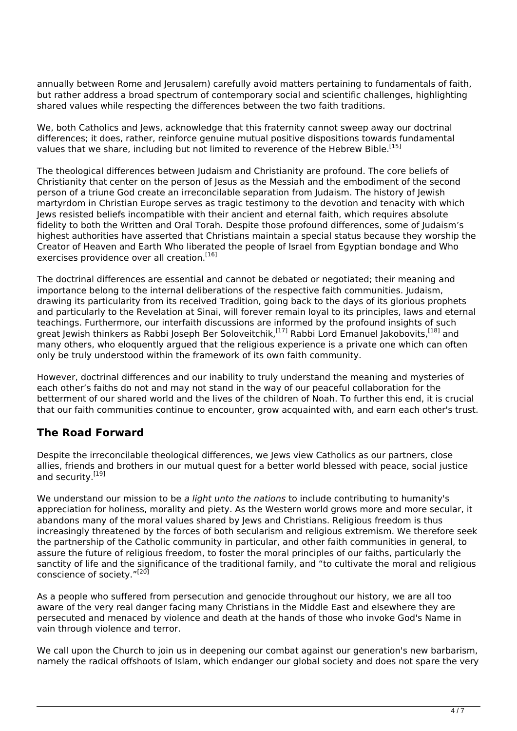annually between Rome and Jerusalem) carefully avoid matters pertaining to fundamentals of faith, but rather address a broad spectrum of contemporary social and scientific challenges, highlighting shared values while respecting the differences between the two faith traditions.

We, both Catholics and Jews, acknowledge that this fraternity cannot sweep away our doctrinal differences; it does, rather, reinforce genuine mutual positive dispositions towards fundamental values that we share, including but not limited to reverence of the Hebrew Bible.[15]

The theological differences between Judaism and Christianity are profound. The core beliefs of Christianity that center on the person of Jesus as the Messiah and the embodiment of the second person of a triune God create an irreconcilable separation from Judaism. The history of Jewish martyrdom in Christian Europe serves as tragic testimony to the devotion and tenacity with which Jews resisted beliefs incompatible with their ancient and eternal faith, which requires absolute fidelity to both the Written and Oral Torah. Despite those profound differences, some of Judaism's highest authorities have asserted that Christians maintain a special status because they worship the Creator of Heaven and Earth Who liberated the people of Israel from Egyptian bondage and Who exercises providence over all creation.[16]

The doctrinal differences are essential and cannot be debated or negotiated; their meaning and importance belong to the internal deliberations of the respective faith communities. Judaism, drawing its particularity from its received Tradition, going back to the days of its glorious prophets and particularly to the Revelation at Sinai, will forever remain loyal to its principles, laws and eternal teachings. Furthermore, our interfaith discussions are informed by the profound insights of such great Jewish thinkers as Rabbi Joseph Ber Soloveitchik,[17] Rabbi Lord Emanuel Jakobovits,[18] and many others, who eloquently argued that the religious experience is a private one which can often only be truly understood within the framework of its own faith community.

However, doctrinal differences and our inability to truly understand the meaning and mysteries of each other's faiths do not and may not stand in the way of our peaceful collaboration for the betterment of our shared world and the lives of the children of Noah. To further this end, it is crucial that our faith communities continue to encounter, grow acquainted with, and earn each other's trust.

## The Road Forward

Despite the irreconcilable theological differences, we Jews view Catholics as our partners, close allies, friends and brothers in our mutual quest for a better world blessed with peace, social justice and security.[19]

We understand our mission to be *a light unto the nations* to include contributing to humanity's appreciation for holiness, morality and piety. As the Western world grows more and more secular, it abandons many of the moral values shared by Jews and Christians. Religious freedom is thus increasingly threatened by the forces of both secularism and religious extremism. We therefore seek the partnership of the Catholic community in particular, and other faith communities in general, to assure the future of religious freedom, to foster the moral principles of our faiths, particularly the sanctity of life and the significance of the traditional family, and "to cultivate the moral and religious conscience of society."[20]

As a people who suffered from persecution and genocide throughout our history, we are all too aware of the very real danger facing many Christians in the Middle East and elsewhere they are persecuted and menaced by violence and death at the hands of those who invoke God's Name in vain through violence and terror.

We call upon the Church to join us in deepening our combat against our generation's new barbarism, namely the radical offshoots of Islam, which endanger our global society and does not spare the very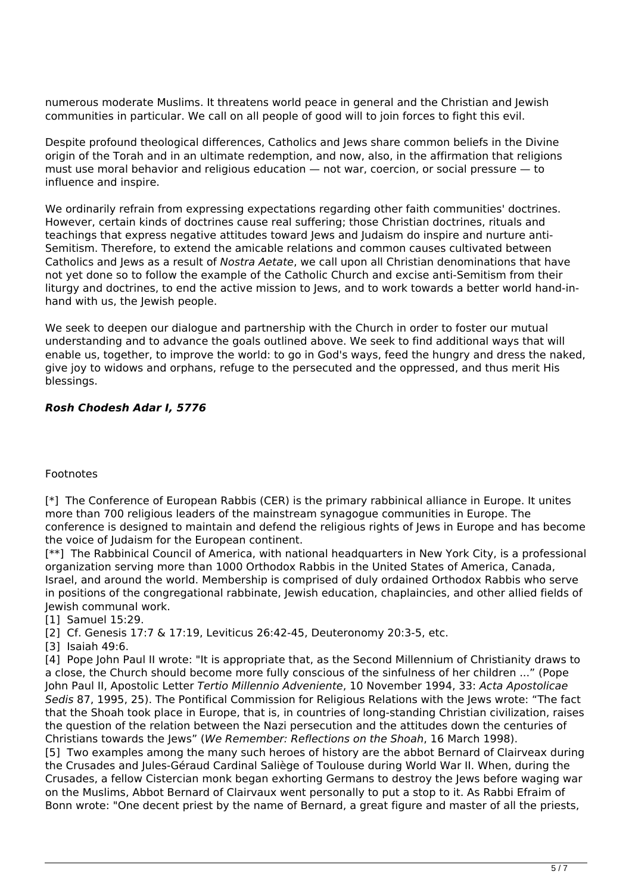numerous moderate Muslims. It threatens world peace in general and the Christian and Jewish communities in particular. We call on all people of good will to join forces to fight this evil.

Despite profound theological differences, Catholics and Jews share common beliefs in the Divine origin of the Torah and in an ultimate redemption, and now, also, in the affirmation that religions must use moral behavior and religious education — not war, coercion, or social pressure — to influence and inspire.

We ordinarily refrain from expressing expectations regarding other faith communities' doctrines. However, certain kinds of doctrines cause real suffering; those Christian doctrines, rituals and teachings that express negative attitudes toward Jews and Judaism do inspire and nurture anti-Semitism. Therefore, to extend the amicable relations and common causes cultivated between Catholics and Jews as a result of *Nostra Aetate*, we call upon all Christian denominations that have not yet done so to follow the example of the Catholic Church and excise anti-Semitism from their liturgy and doctrines, to end the active mission to Jews, and to work towards a better world hand-in-hand with us, the Jewish people.

We seek to deepen our dialogue and partnership with the Church in order to foster our mutual understanding and to advance the goals outlined above. We seek to find additional ways that will enable us, together, to improve the world: to go in God's ways, feed the hungry and dress the naked, give joy to widows and orphans, refuge to the persecuted and the oppressed, and thus merit His blessings.

***Rosh Chodesh Adar I, 5776***

Footnotes

[*] The Conference of European Rabbis (CER) is the primary rabbinical alliance in Europe. It unites more than 700 religious leaders of the mainstream synagogue communities in Europe. The conference is designed to maintain and defend the religious rights of Jews in Europe and has become the voice of Judaism for the European continent.

[**] The Rabbinical Council of America, with national headquarters in New York City, is a professional organization serving more than 1000 Orthodox Rabbis in the United States of America, Canada, Israel, and around the world. Membership is comprised of duly ordained Orthodox Rabbis who serve in positions of the congregational rabbinate, Jewish education, chaplaincies, and other allied fields of Jewish communal work.

[1] Samuel 15:29.

[2] Cf. Genesis 17:7 & 17:19, Leviticus 26:42-45, Deuteronomy 20:3-5, etc.

[3] Isaiah 49:6.

[4] Pope John Paul II wrote: "It is appropriate that, as the Second Millennium of Christianity draws to a close, the Church should become more fully conscious of the sinfulness of her children ..." (Pope John Paul II, Apostolic Letter *Tertio Millennio Adveniente*, 10 November 1994, 33: *Acta Apostolicae Sedis* 87, 1995, 25). The Pontifical Commission for Religious Relations with the Jews wrote: "The fact that the Shoah took place in Europe, that is, in countries of long-standing Christian civilization, raises the question of the relation between the Nazi persecution and the attitudes down the centuries of Christians towards the Jews" (*We Remember: Reflections on the Shoah*, 16 March 1998).

[5] Two examples among the many such heroes of history are the abbot Bernard of Clairveax during the Crusades and Jules-Géraud Cardinal Saliège of Toulouse during World War II. When, during the Crusades, a fellow Cistercian monk began exhorting Germans to destroy the Jews before waging war on the Muslims, Abbot Bernard of Clairvaux went personally to put a stop to it. As Rabbi Efraim of Bonn wrote: "One decent priest by the name of Bernard, a great figure and master of all the priests,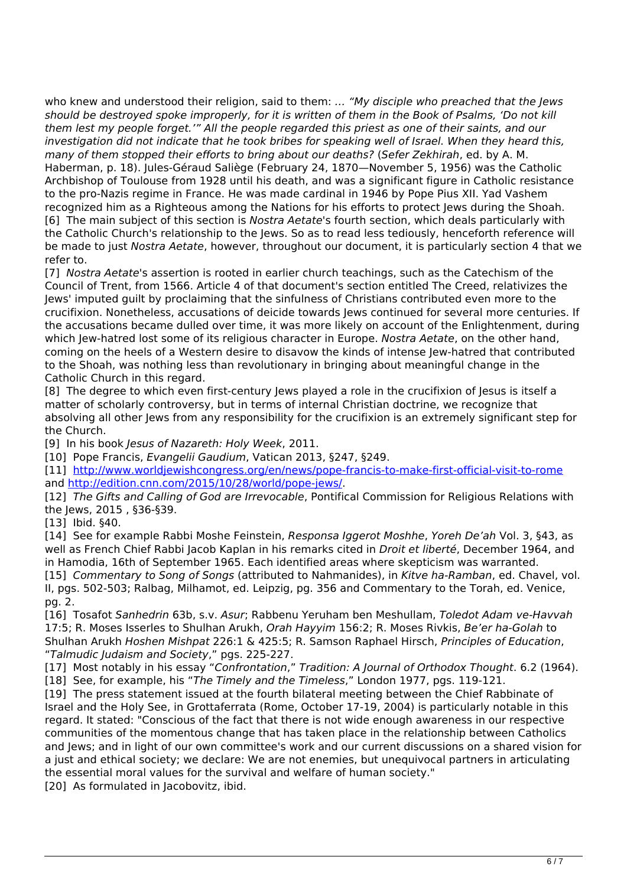who knew and understood their religion, said to them: *… "My disciple who preached that the Jews should be destroyed spoke improperly, for it is written of them in the Book of Psalms, 'Do not kill them lest my people forget.'" All the people regarded this priest as one of their saints, and our investigation did not indicate that he took bribes for speaking well of Israel. When they heard this, many of them stopped their efforts to bring about our deaths?* (*Sefer Zekhirah*, ed. by A. M. Haberman, p. 18). Jules-Géraud Saliège (February 24, 1870—November 5, 1956) was the Catholic Archbishop of Toulouse from 1928 until his death, and was a significant figure in Catholic resistance to the pro-Nazis regime in France. He was made cardinal in 1946 by Pope Pius XII. Yad Vashem recognized him as a Righteous among the Nations for his efforts to protect Jews during the Shoah.

[6] The main subject of this section is *Nostra Aetate*'s fourth section, which deals particularly with the Catholic Church's relationship to the Jews. So as to read less tediously, henceforth reference will be made to just *Nostra Aetate*, however, throughout our document, it is particularly section 4 that we refer to.

[7] *Nostra Aetate*'s assertion is rooted in earlier church teachings, such as the Catechism of the Council of Trent, from 1566. Article 4 of that document's section entitled The Creed, relativizes the Jews' imputed guilt by proclaiming that the sinfulness of Christians contributed even more to the crucifixion. Nonetheless, accusations of deicide towards Jews continued for several more centuries. If the accusations became dulled over time, it was more likely on account of the Enlightenment, during which Jew-hatred lost some of its religious character in Europe. *Nostra Aetate*, on the other hand, coming on the heels of a Western desire to disavow the kinds of intense Jew-hatred that contributed to the Shoah, was nothing less than revolutionary in bringing about meaningful change in the Catholic Church in this regard.

[8] The degree to which even first-century Jews played a role in the crucifixion of Jesus is itself a matter of scholarly controversy, but in terms of internal Christian doctrine, we recognize that absolving all other Jews from any responsibility for the crucifixion is an extremely significant step for the Church.

[9] In his book *Jesus of Nazareth: Holy Week*, 2011.

[10] Pope Francis, *Evangelii Gaudium*, Vatican 2013, §247, §249.

[11] http://www.worldjewishcongress.org/en/news/pope-francis-to-make-first-official-visit-to-rome and http://edition.cnn.com/2015/10/28/world/pope-jews/.

[12] *The Gifts and Calling of God are Irrevocable*, Pontifical Commission for Religious Relations with the Jews, 2015 , §36-§39.

[13] Ibid. §40.

[14] See for example Rabbi Moshe Feinstein, *Responsa Iggerot Moshhe*, *Yoreh De'ah* Vol. 3, §43, as well as French Chief Rabbi Jacob Kaplan in his remarks cited in *Droit et liberté*, December 1964, and in Hamodia, 16th of September 1965. Each identified areas where skepticism was warranted.

[15] *Commentary to Song of Songs* (attributed to Nahmanides), in *Kitve ha-Ramban*, ed. Chavel, vol. II, pgs. 502-503; Ralbag, Milhamot, ed. Leipzig, pg. 356 and Commentary to the Torah, ed. Venice, pg. 2.

[16] Tosafot *Sanhedrin* 63b, s.v. *Asur*; Rabbenu Yeruham ben Meshullam, *Toledot Adam ve-Havvah* 17:5; R. Moses Isserles to Shulhan Arukh, *Orah Hayyim* 156:2; R. Moses Rivkis, *Be'er ha-Golah* to Shulhan Arukh *Hoshen Mishpat* 226:1 & 425:5; R. Samson Raphael Hirsch, *Principles of Education*, "*Talmudic Judaism and Society*," pgs. 225-227.

[17] Most notably in his essay "*Confrontation*," *Tradition: A Journal of Orthodox Thought*. 6.2 (1964).

[18] See, for example, his "*The Timely and the Timeless*," London 1977, pgs. 119-121.

[19] The press statement issued at the fourth bilateral meeting between the Chief Rabbinate of Israel and the Holy See, in Grottaferrata (Rome, October 17-19, 2004) is particularly notable in this regard. It stated: "Conscious of the fact that there is not wide enough awareness in our respective communities of the momentous change that has taken place in the relationship between Catholics and Jews; and in light of our own committee's work and our current discussions on a shared vision for a just and ethical society; we declare: We are not enemies, but unequivocal partners in articulating the essential moral values for the survival and welfare of human society."

[20] As formulated in Jacobovitz, ibid.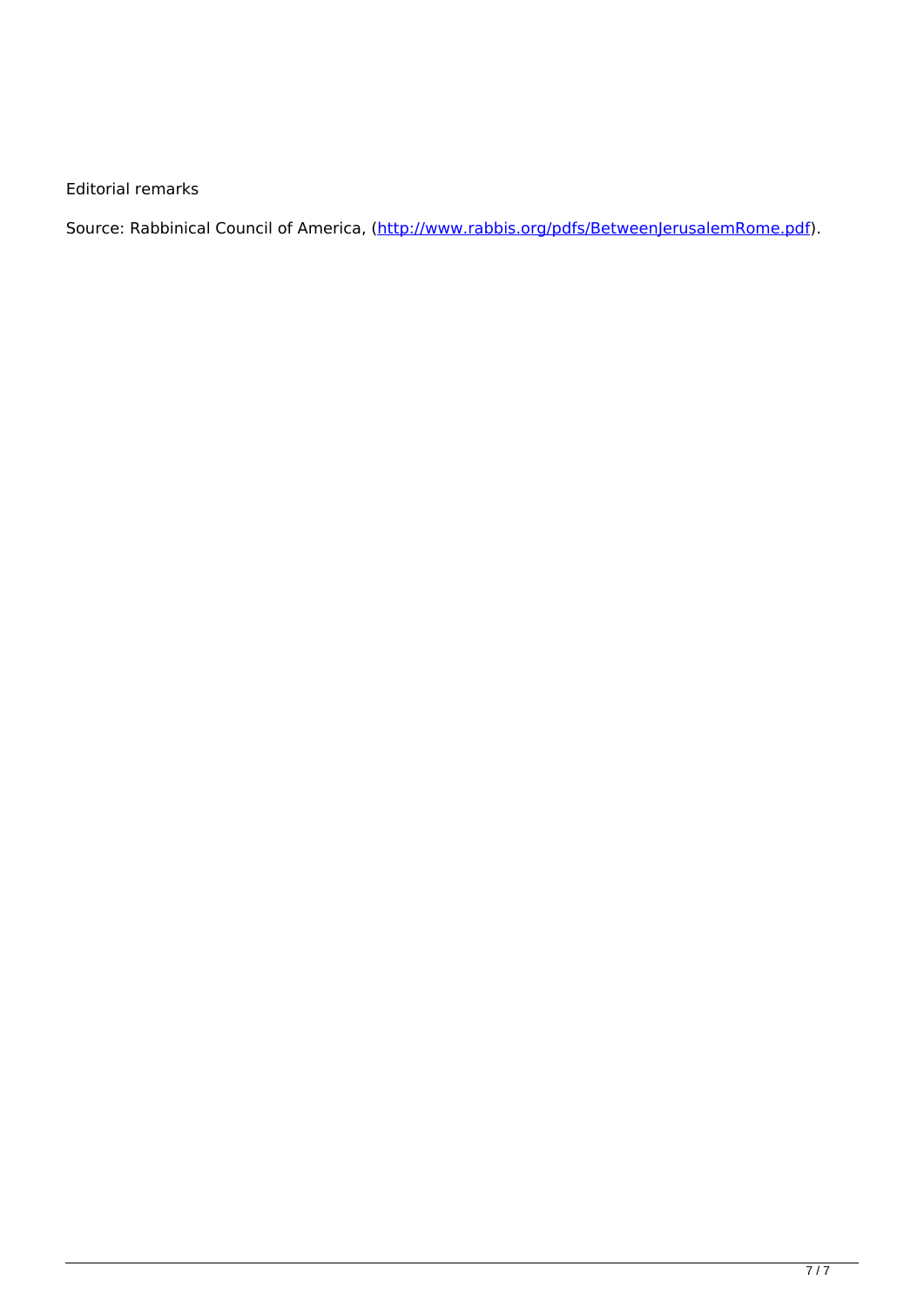Editorial remarks

Source: Rabbinical Council of America, ([http://www.rabbis.org/pdfs/BetweenJerusalemRome.pdf](http://www.rabbis.org/pdfs/BetweenJerusalemRome.pdf)).